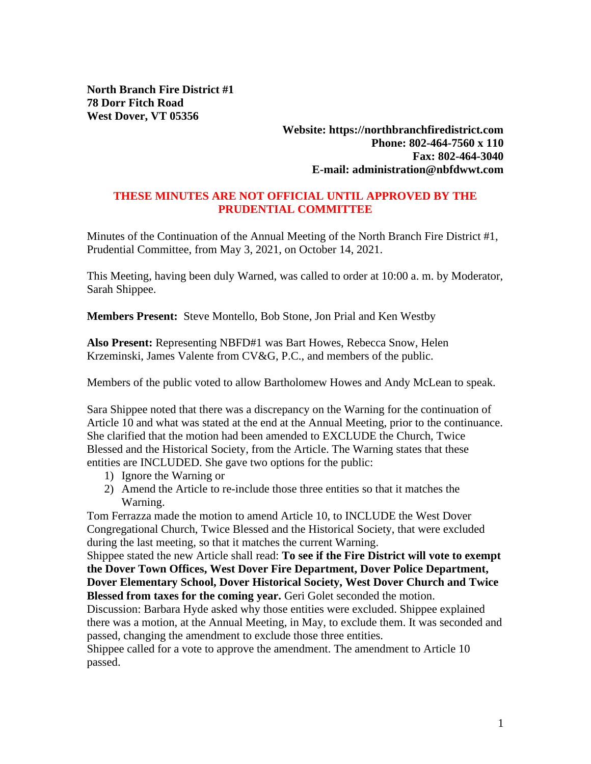**North Branch Fire District #1**
**78 Dorr Fitch Road**
**West Dover, VT 05356**

**Website: https://northbranchfiredistrict.com**
**Phone: 802-464-7560 x 110**
**Fax: 802-464-3040**
**E-mail: administration@nbfdwwt.com**

**THESE MINUTES ARE NOT OFFICIAL UNTIL APPROVED BY THE PRUDENTIAL COMMITTEE**

Minutes of the Continuation of the Annual Meeting of the North Branch Fire District #1, Prudential Committee, from May 3, 2021, on October 14, 2021.

This Meeting, having been duly Warned, was called to order at 10:00 a. m. by Moderator, Sarah Shippee.

**Members Present:** Steve Montello, Bob Stone, Jon Prial and Ken Westby

**Also Present:** Representing NBFD#1 was Bart Howes, Rebecca Snow, Helen Krzeminski, James Valente from CV&G, P.C., and members of the public.

Members of the public voted to allow Bartholomew Howes and Andy McLean to speak.

Sara Shippee noted that there was a discrepancy on the Warning for the continuation of Article 10 and what was stated at the end at the Annual Meeting, prior to the continuance. She clarified that the motion had been amended to EXCLUDE the Church, Twice Blessed and the Historical Society, from the Article. The Warning states that these entities are INCLUDED. She gave two options for the public:

1) Ignore the Warning or
2) Amend the Article to re-include those three entities so that it matches the Warning.

Tom Ferrazza made the motion to amend Article 10, to INCLUDE the West Dover Congregational Church, Twice Blessed and the Historical Society, that were excluded during the last meeting, so that it matches the current Warning.
Shippee stated the new Article shall read: **To see if the Fire District will vote to exempt the Dover Town Offices, West Dover Fire Department, Dover Police Department, Dover Elementary School, Dover Historical Society, West Dover Church and Twice Blessed from taxes for the coming year.** Geri Golet seconded the motion.
Discussion: Barbara Hyde asked why those entities were excluded. Shippee explained there was a motion, at the Annual Meeting, in May, to exclude them. It was seconded and passed, changing the amendment to exclude those three entities.
Shippee called for a vote to approve the amendment. The amendment to Article 10 passed.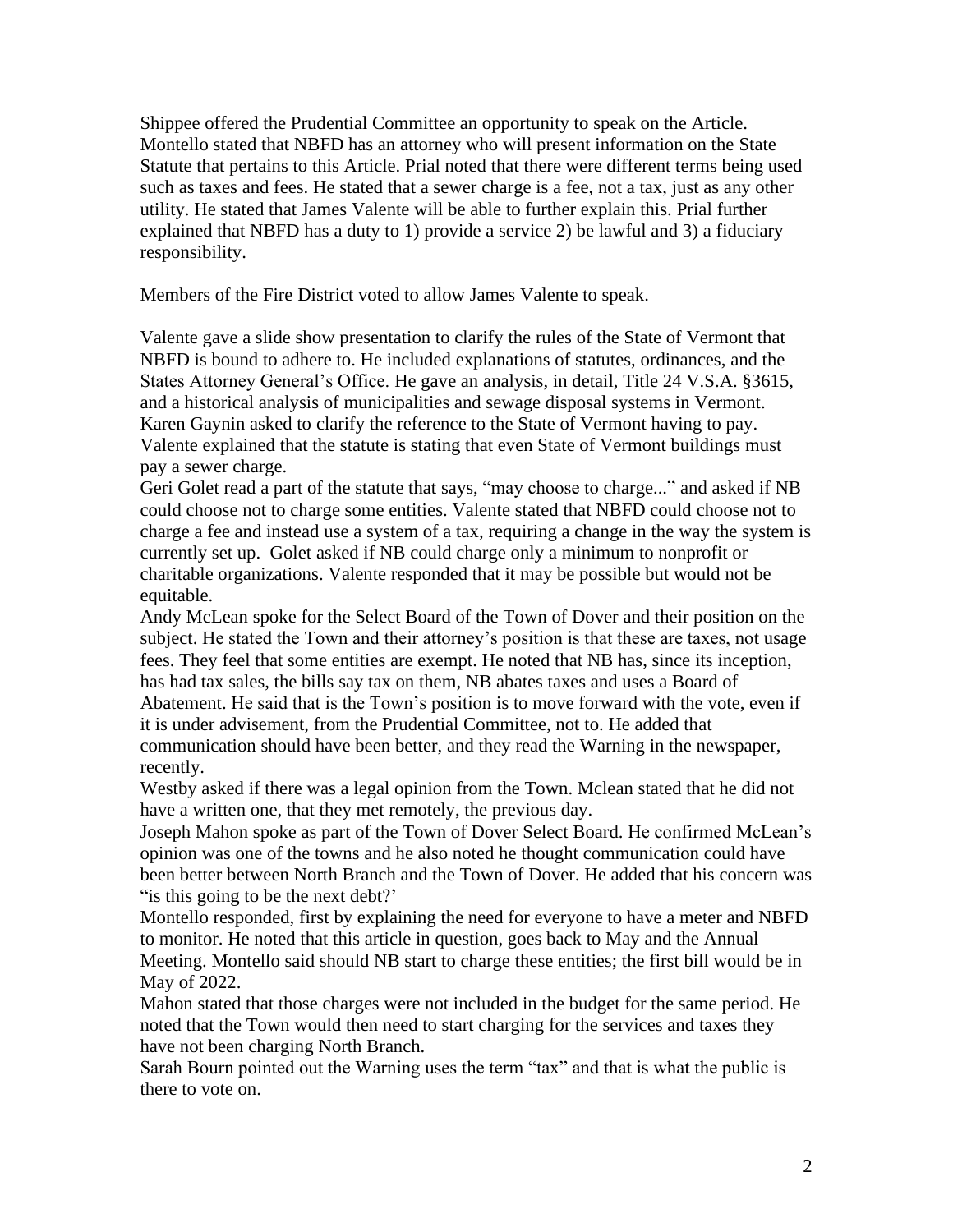Shippee offered the Prudential Committee an opportunity to speak on the Article. Montello stated that NBFD has an attorney who will present information on the State Statute that pertains to this Article. Prial noted that there were different terms being used such as taxes and fees. He stated that a sewer charge is a fee, not a tax, just as any other utility. He stated that James Valente will be able to further explain this. Prial further explained that NBFD has a duty to 1) provide a service 2) be lawful and 3) a fiduciary responsibility.

Members of the Fire District voted to allow James Valente to speak.

Valente gave a slide show presentation to clarify the rules of the State of Vermont that NBFD is bound to adhere to. He included explanations of statutes, ordinances, and the States Attorney General's Office. He gave an analysis, in detail, Title 24 V.S.A. §3615, and a historical analysis of municipalities and sewage disposal systems in Vermont. Karen Gaynin asked to clarify the reference to the State of Vermont having to pay. Valente explained that the statute is stating that even State of Vermont buildings must pay a sewer charge.
Geri Golet read a part of the statute that says, "may choose to charge..." and asked if NB could choose not to charge some entities. Valente stated that NBFD could choose not to charge a fee and instead use a system of a tax, requiring a change in the way the system is currently set up. Golet asked if NB could charge only a minimum to nonprofit or charitable organizations. Valente responded that it may be possible but would not be equitable.
Andy McLean spoke for the Select Board of the Town of Dover and their position on the subject. He stated the Town and their attorney's position is that these are taxes, not usage fees. They feel that some entities are exempt. He noted that NB has, since its inception, has had tax sales, the bills say tax on them, NB abates taxes and uses a Board of Abatement. He said that is the Town's position is to move forward with the vote, even if it is under advisement, from the Prudential Committee, not to. He added that communication should have been better, and they read the Warning in the newspaper, recently.
Westby asked if there was a legal opinion from the Town. Mclean stated that he did not have a written one, that they met remotely, the previous day.
Joseph Mahon spoke as part of the Town of Dover Select Board. He confirmed McLean's opinion was one of the towns and he also noted he thought communication could have been better between North Branch and the Town of Dover. He added that his concern was "is this going to be the next debt?'
Montello responded, first by explaining the need for everyone to have a meter and NBFD to monitor. He noted that this article in question, goes back to May and the Annual Meeting. Montello said should NB start to charge these entities; the first bill would be in May of 2022.
Mahon stated that those charges were not included in the budget for the same period. He noted that the Town would then need to start charging for the services and taxes they have not been charging North Branch.
Sarah Bourn pointed out the Warning uses the term "tax" and that is what the public is there to vote on.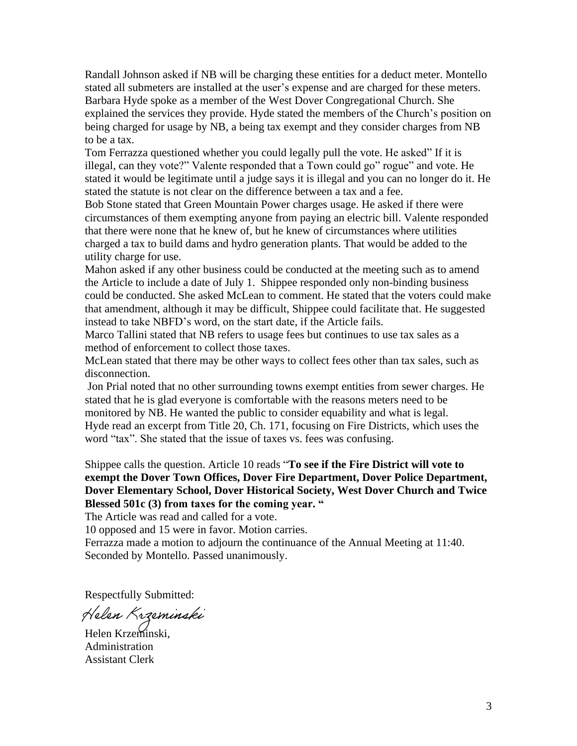Randall Johnson asked if NB will be charging these entities for a deduct meter. Montello stated all submeters are installed at the user's expense and are charged for these meters. Barbara Hyde spoke as a member of the West Dover Congregational Church. She explained the services they provide. Hyde stated the members of the Church's position on being charged for usage by NB, a being tax exempt and they consider charges from NB to be a tax.

Tom Ferrazza questioned whether you could legally pull the vote. He asked" If it is illegal, can they vote?" Valente responded that a Town could go" rogue" and vote. He stated it would be legitimate until a judge says it is illegal and you can no longer do it. He stated the statute is not clear on the difference between a tax and a fee.

Bob Stone stated that Green Mountain Power charges usage. He asked if there were circumstances of them exempting anyone from paying an electric bill. Valente responded that there were none that he knew of, but he knew of circumstances where utilities charged a tax to build dams and hydro generation plants. That would be added to the utility charge for use.

Mahon asked if any other business could be conducted at the meeting such as to amend the Article to include a date of July 1. Shippee responded only non-binding business could be conducted. She asked McLean to comment. He stated that the voters could make that amendment, although it may be difficult, Shippee could facilitate that. He suggested instead to take NBFD's word, on the start date, if the Article fails.

Marco Tallini stated that NB refers to usage fees but continues to use tax sales as a method of enforcement to collect those taxes.

McLean stated that there may be other ways to collect fees other than tax sales, such as disconnection.

Jon Prial noted that no other surrounding towns exempt entities from sewer charges. He stated that he is glad everyone is comfortable with the reasons meters need to be monitored by NB. He wanted the public to consider equability and what is legal.

Hyde read an excerpt from Title 20, Ch. 171, focusing on Fire Districts, which uses the word "tax". She stated that the issue of taxes vs. fees was confusing.

Shippee calls the question. Article 10 reads "**To see if the Fire District will vote to exempt the Dover Town Offices, Dover Fire Department, Dover Police Department, Dover Elementary School, Dover Historical Society, West Dover Church and Twice Blessed 501c (3) from taxes for the coming year. "**

The Article was read and called for a vote.

10 opposed and 15 were in favor. Motion carries.

Ferrazza made a motion to adjourn the continuance of the Annual Meeting at 11:40. Seconded by Montello. Passed unanimously.

Respectfully Submitted:

*Helen Krzeminski*

Helen Krzeminski,
Administration
Assistant Clerk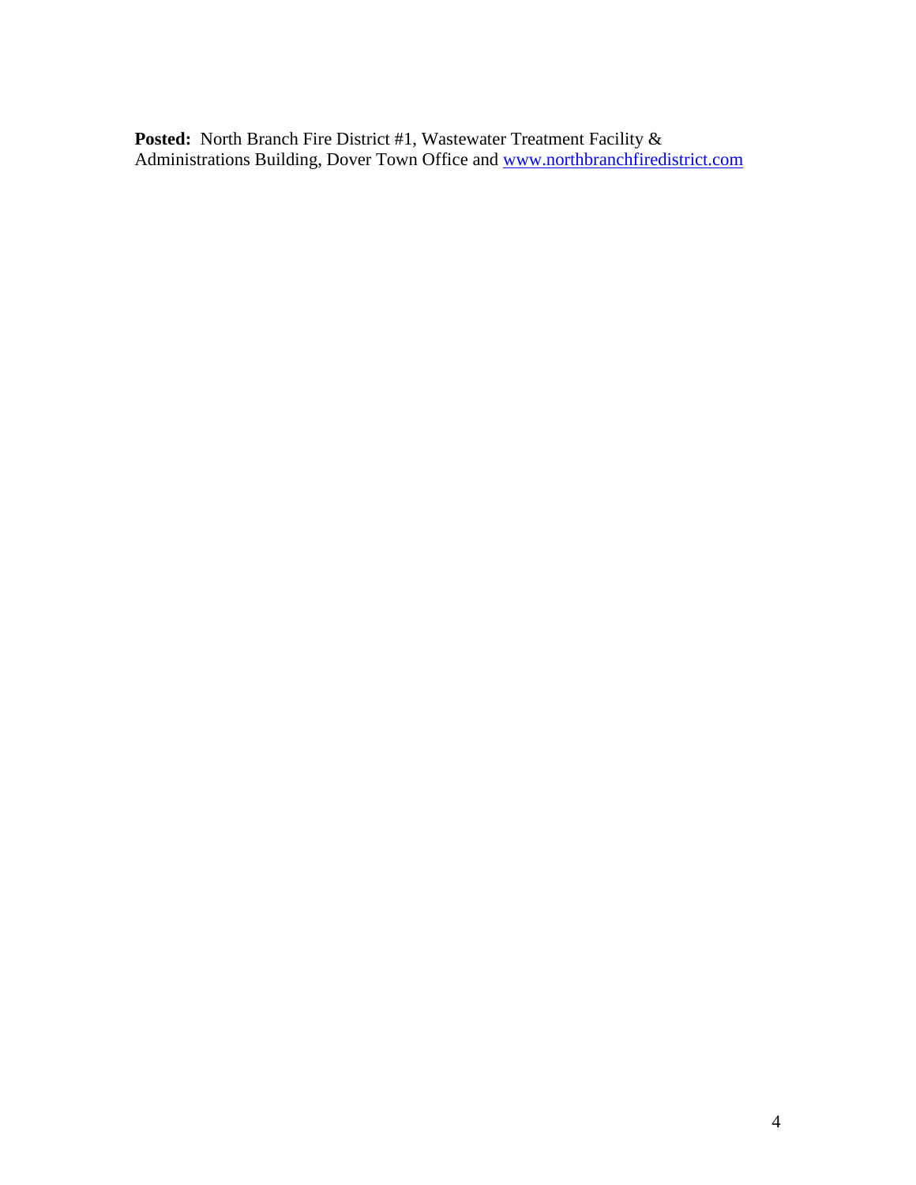**Posted:** North Branch Fire District #1, Wastewater Treatment Facility & Administrations Building, Dover Town Office and [www.northbranchfiredistrict.com](http://www.northbranchfiredistrict.com)